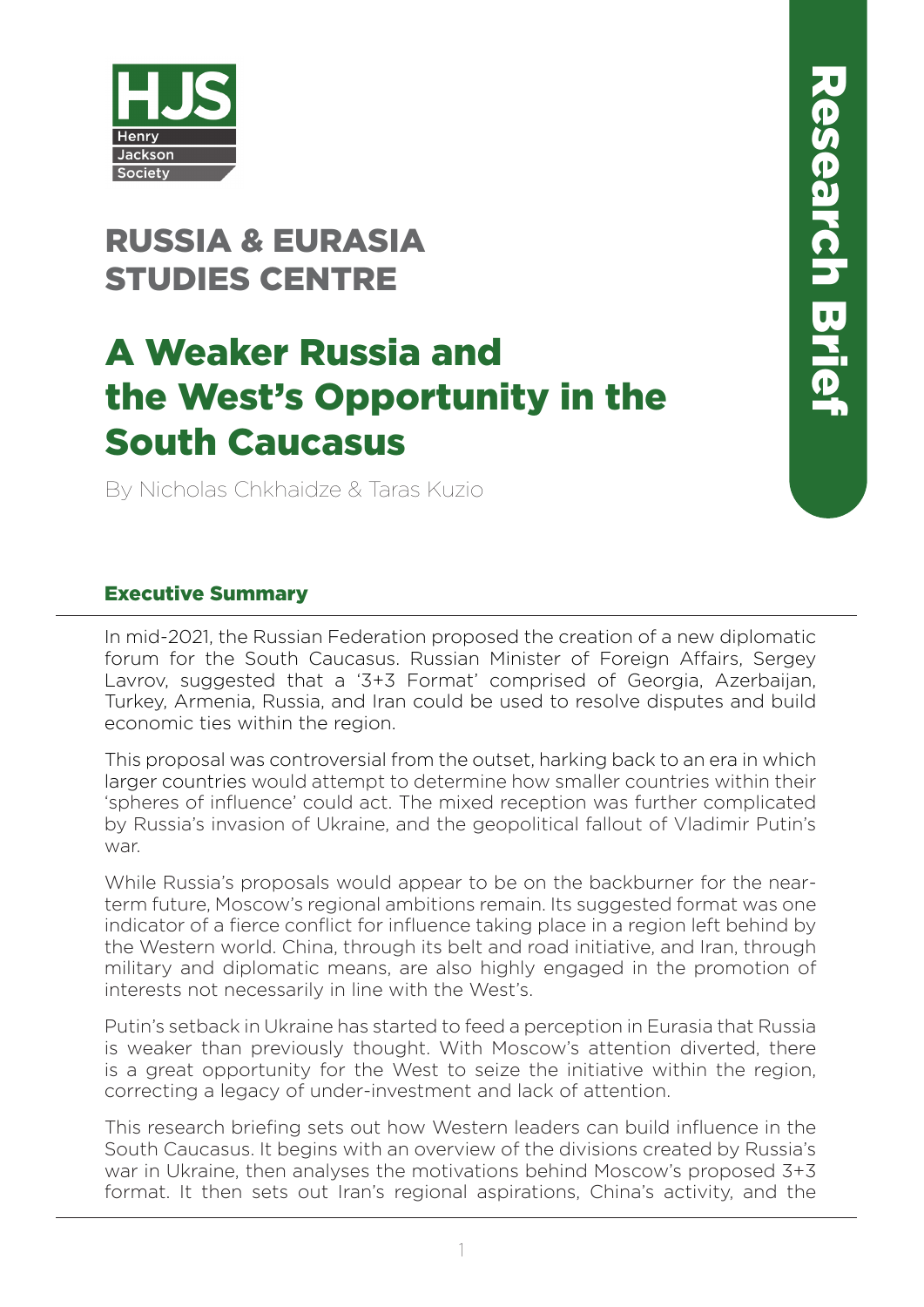HJS Henry Jackson Society

Research Brief

# RUSSIA & EURASIA STUDIES CENTRE

# A Weaker Russia and the West's Opportunity in the South Caucasus

By Nicholas Chkhaidze & Taras Kuzio

## Executive Summary

In mid-2021, the Russian Federation proposed the creation of a new diplomatic forum for the South Caucasus. Russian Minister of Foreign Affairs, Sergey Lavrov, suggested that a '3+3 Format' comprised of Georgia, Azerbaijan, Turkey, Armenia, Russia, and Iran could be used to resolve disputes and build economic ties within the region.

This proposal was controversial from the outset, harking back to an era in which larger countries would attempt to determine how smaller countries within their 'spheres of influence' could act. The mixed reception was further complicated by Russia's invasion of Ukraine, and the geopolitical fallout of Vladimir Putin's war.

While Russia's proposals would appear to be on the backburner for the near-term future, Moscow's regional ambitions remain. Its suggested format was one indicator of a fierce conflict for influence taking place in a region left behind by the Western world. China, through its belt and road initiative, and Iran, through military and diplomatic means, are also highly engaged in the promotion of interests not necessarily in line with the West's.

Putin's setback in Ukraine has started to feed a perception in Eurasia that Russia is weaker than previously thought. With Moscow's attention diverted, there is a great opportunity for the West to seize the initiative within the region, correcting a legacy of under-investment and lack of attention.

This research briefing sets out how Western leaders can build influence in the South Caucasus. It begins with an overview of the divisions created by Russia's war in Ukraine, then analyses the motivations behind Moscow's proposed 3+3 format. It then sets out Iran's regional aspirations, China's activity, and the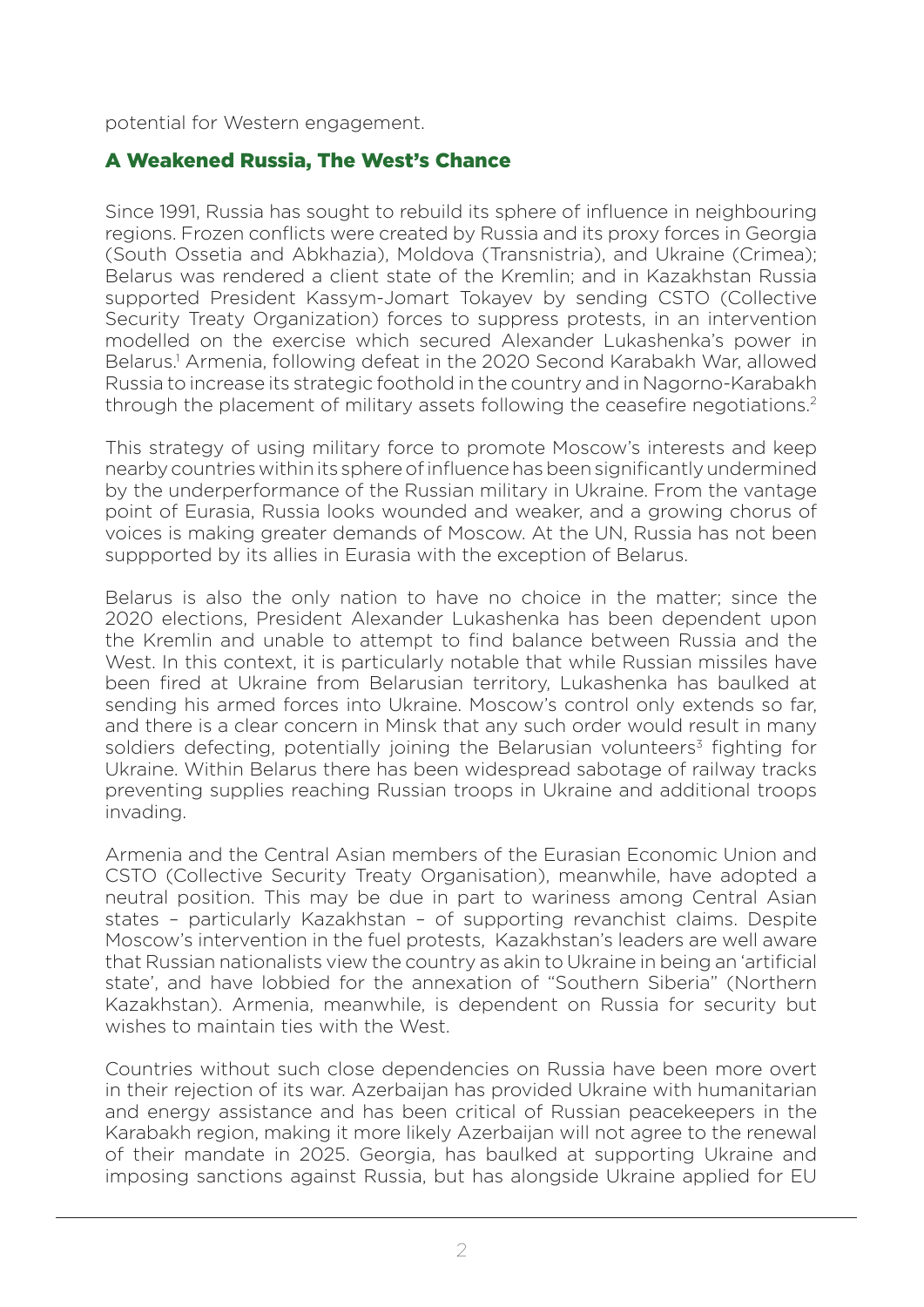potential for Western engagement.

## A Weakened Russia, The West's Chance

Since 1991, Russia has sought to rebuild its sphere of influence in neighbouring regions. Frozen conflicts were created by Russia and its proxy forces in Georgia (South Ossetia and Abkhazia), Moldova (Transnistria), and Ukraine (Crimea); Belarus was rendered a client state of the Kremlin; and in Kazakhstan Russia supported President Kassym-Jomart Tokayev by sending CSTO (Collective Security Treaty Organization) forces to suppress protests, in an intervention modelled on the exercise which secured Alexander Lukashenka's power in Belarus.[1] Armenia, following defeat in the 2020 Second Karabakh War, allowed Russia to increase its strategic foothold in the country and in Nagorno-Karabakh through the placement of military assets following the ceasefire negotiations.[2]

This strategy of using military force to promote Moscow's interests and keep nearby countries within its sphere of influence has been significantly undermined by the underperformance of the Russian military in Ukraine. From the vantage point of Eurasia, Russia looks wounded and weaker, and a growing chorus of voices is making greater demands of Moscow. At the UN, Russia has not been suppported by its allies in Eurasia with the exception of Belarus.

Belarus is also the only nation to have no choice in the matter; since the 2020 elections, President Alexander Lukashenka has been dependent upon the Kremlin and unable to attempt to find balance between Russia and the West. In this context, it is particularly notable that while Russian missiles have been fired at Ukraine from Belarusian territory, Lukashenka has baulked at sending his armed forces into Ukraine. Moscow's control only extends so far, and there is a clear concern in Minsk that any such order would result in many soldiers defecting, potentially joining the Belarusian volunteers[3] fighting for Ukraine. Within Belarus there has been widespread sabotage of railway tracks preventing supplies reaching Russian troops in Ukraine and additional troops invading.

Armenia and the Central Asian members of the Eurasian Economic Union and CSTO (Collective Security Treaty Organisation), meanwhile, have adopted a neutral position. This may be due in part to wariness among Central Asian states – particularly Kazakhstan – of supporting revanchist claims. Despite Moscow's intervention in the fuel protests, Kazakhstan's leaders are well aware that Russian nationalists view the country as akin to Ukraine in being an 'artificial state', and have lobbied for the annexation of "Southern Siberia" (Northern Kazakhstan). Armenia, meanwhile, is dependent on Russia for security but wishes to maintain ties with the West.

Countries without such close dependencies on Russia have been more overt in their rejection of its war. Azerbaijan has provided Ukraine with humanitarian and energy assistance and has been critical of Russian peacekeepers in the Karabakh region, making it more likely Azerbaijan will not agree to the renewal of their mandate in 2025. Georgia, has baulked at supporting Ukraine and imposing sanctions against Russia, but has alongside Ukraine applied for EU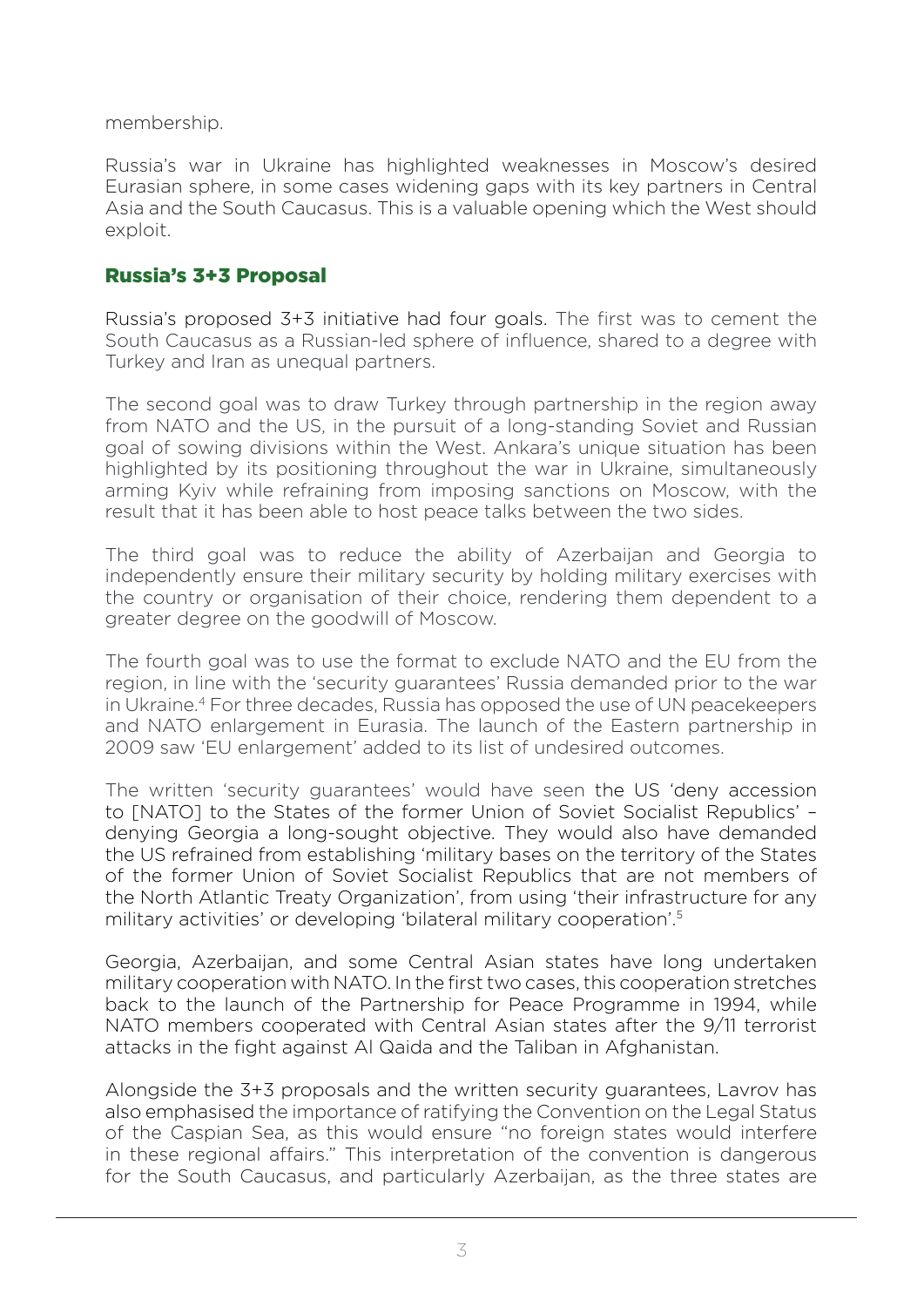membership.

Russia's war in Ukraine has highlighted weaknesses in Moscow's desired Eurasian sphere, in some cases widening gaps with its key partners in Central Asia and the South Caucasus. This is a valuable opening which the West should exploit.

## Russia's 3+3 Proposal

Russia's proposed 3+3 initiative had four goals. The first was to cement the South Caucasus as a Russian-led sphere of influence, shared to a degree with Turkey and Iran as unequal partners.

The second goal was to draw Turkey through partnership in the region away from NATO and the US, in the pursuit of a long-standing Soviet and Russian goal of sowing divisions within the West. Ankara's unique situation has been highlighted by its positioning throughout the war in Ukraine, simultaneously arming Kyiv while refraining from imposing sanctions on Moscow, with the result that it has been able to host peace talks between the two sides.

The third goal was to reduce the ability of Azerbaijan and Georgia to independently ensure their military security by holding military exercises with the country or organisation of their choice, rendering them dependent to a greater degree on the goodwill of Moscow.

The fourth goal was to use the format to exclude NATO and the EU from the region, in line with the 'security guarantees' Russia demanded prior to the war in Ukraine.[4] For three decades, Russia has opposed the use of UN peacekeepers and NATO enlargement in Eurasia. The launch of the Eastern partnership in 2009 saw 'EU enlargement' added to its list of undesired outcomes.

The written 'security guarantees' would have seen the US 'deny accession to [NATO] to the States of the former Union of Soviet Socialist Republics' – denying Georgia a long-sought objective. They would also have demanded the US refrained from establishing 'military bases on the territory of the States of the former Union of Soviet Socialist Republics that are not members of the North Atlantic Treaty Organization', from using 'their infrastructure for any military activities' or developing 'bilateral military cooperation'.[5]

Georgia, Azerbaijan, and some Central Asian states have long undertaken military cooperation with NATO. In the first two cases, this cooperation stretches back to the launch of the Partnership for Peace Programme in 1994, while NATO members cooperated with Central Asian states after the 9/11 terrorist attacks in the fight against Al Qaida and the Taliban in Afghanistan.

Alongside the 3+3 proposals and the written security guarantees, Lavrov has also emphasised the importance of ratifying the Convention on the Legal Status of the Caspian Sea, as this would ensure "no foreign states would interfere in these regional affairs." This interpretation of the convention is dangerous for the South Caucasus, and particularly Azerbaijan, as the three states are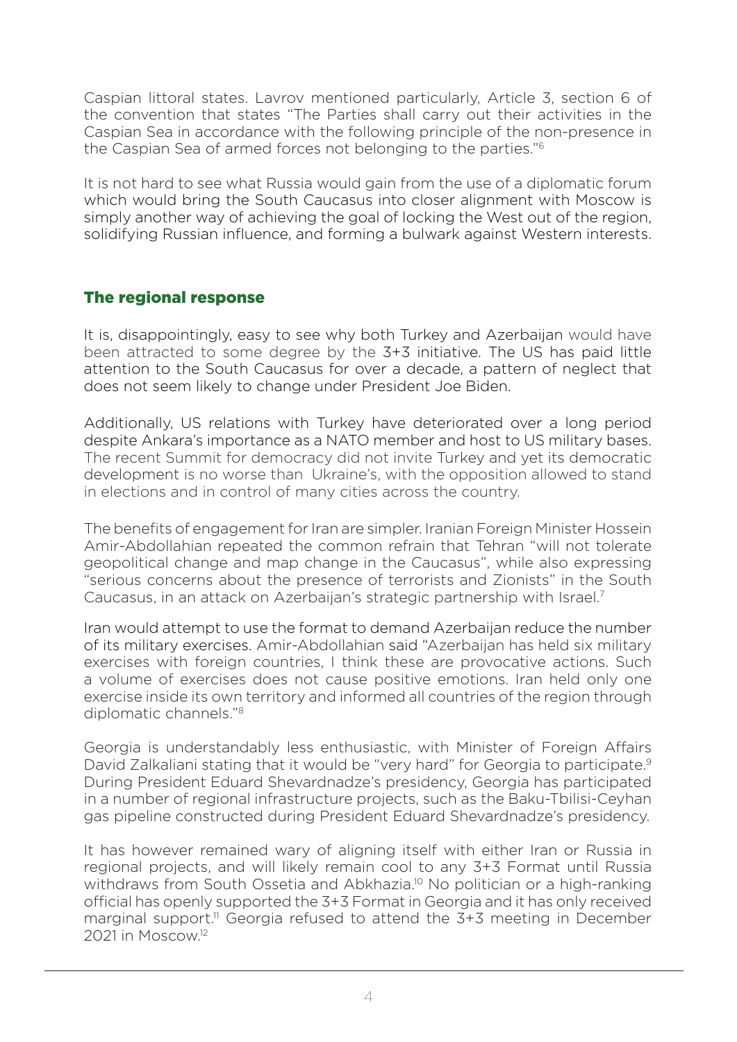Caspian littoral states. Lavrov mentioned particularly, Article 3, section 6 of the convention that states "The Parties shall carry out their activities in the Caspian Sea in accordance with the following principle of the non-presence in the Caspian Sea of armed forces not belonging to the parties."[6]

It is not hard to see what Russia would gain from the use of a diplomatic forum which would bring the South Caucasus into closer alignment with Moscow is simply another way of achieving the goal of locking the West out of the region, solidifying Russian influence, and forming a bulwark against Western interests.

## The regional response

It is, disappointingly, easy to see why both Turkey and Azerbaijan would have been attracted to some degree by the 3+3 initiative. The US has paid little attention to the South Caucasus for over a decade, a pattern of neglect that does not seem likely to change under President Joe Biden.

Additionally, US relations with Turkey have deteriorated over a long period despite Ankara's importance as a NATO member and host to US military bases. The recent Summit for democracy did not invite Turkey and yet its democratic development is no worse than Ukraine's, with the opposition allowed to stand in elections and in control of many cities across the country.

The benefits of engagement for Iran are simpler. Iranian Foreign Minister Hossein Amir-Abdollahian repeated the common refrain that Tehran "will not tolerate geopolitical change and map change in the Caucasus", while also expressing "serious concerns about the presence of terrorists and Zionists" in the South Caucasus, in an attack on Azerbaijan's strategic partnership with Israel.[7]

Iran would attempt to use the format to demand Azerbaijan reduce the number of its military exercises. Amir-Abdollahian said "Azerbaijan has held six military exercises with foreign countries, I think these are provocative actions. Such a volume of exercises does not cause positive emotions. Iran held only one exercise inside its own territory and informed all countries of the region through diplomatic channels."[8]

Georgia is understandably less enthusiastic, with Minister of Foreign Affairs David Zalkaliani stating that it would be "very hard" for Georgia to participate.[9] During President Eduard Shevardnadze's presidency, Georgia has participated in a number of regional infrastructure projects, such as the Baku-Tbilisi-Ceyhan gas pipeline constructed during President Eduard Shevardnadze's presidency.

It has however remained wary of aligning itself with either Iran or Russia in regional projects, and will likely remain cool to any 3+3 Format until Russia withdraws from South Ossetia and Abkhazia.[10] No politician or a high-ranking official has openly supported the 3+3 Format in Georgia and it has only received marginal support.[11] Georgia refused to attend the 3+3 meeting in December 2021 in Moscow.[12]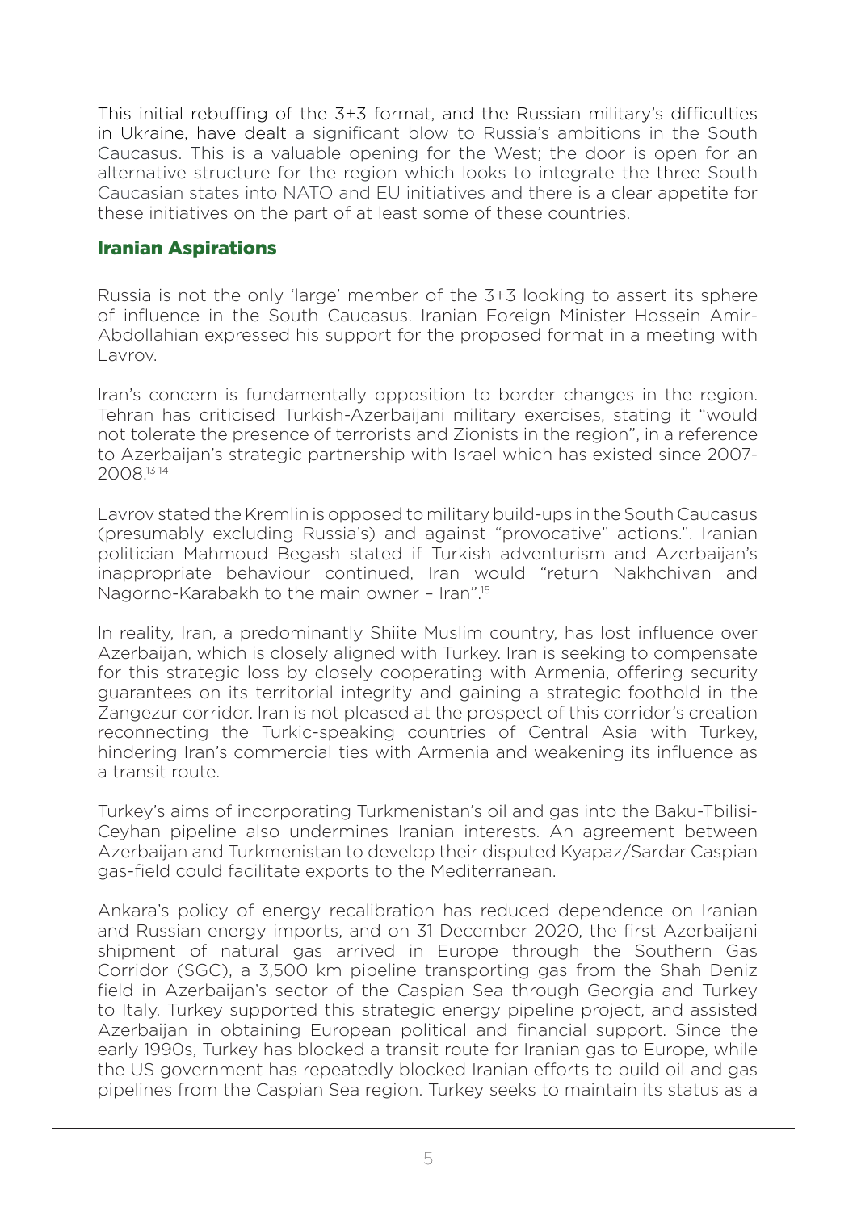This initial rebuffing of the 3+3 format, and the Russian military's difficulties in Ukraine, have dealt a significant blow to Russia's ambitions in the South Caucasus. This is a valuable opening for the West; the door is open for an alternative structure for the region which looks to integrate the three South Caucasian states into NATO and EU initiatives and there is a clear appetite for these initiatives on the part of at least some of these countries.

## Iranian Aspirations

Russia is not the only 'large' member of the 3+3 looking to assert its sphere of influence in the South Caucasus. Iranian Foreign Minister Hossein Amir-Abdollahian expressed his support for the proposed format in a meeting with Lavrov.

Iran's concern is fundamentally opposition to border changes in the region. Tehran has criticised Turkish-Azerbaijani military exercises, stating it "would not tolerate the presence of terrorists and Zionists in the region", in a reference to Azerbaijan's strategic partnership with Israel which has existed since 2007-2008.[13 14]

Lavrov stated the Kremlin is opposed to military build-ups in the South Caucasus (presumably excluding Russia's) and against "provocative" actions.". Iranian politician Mahmoud Begash stated if Turkish adventurism and Azerbaijan's inappropriate behaviour continued, Iran would "return Nakhchivan and Nagorno-Karabakh to the main owner – Iran".[15]

In reality, Iran, a predominantly Shiite Muslim country, has lost influence over Azerbaijan, which is closely aligned with Turkey. Iran is seeking to compensate for this strategic loss by closely cooperating with Armenia, offering security guarantees on its territorial integrity and gaining a strategic foothold in the Zangezur corridor. Iran is not pleased at the prospect of this corridor's creation reconnecting the Turkic-speaking countries of Central Asia with Turkey, hindering Iran's commercial ties with Armenia and weakening its influence as a transit route.

Turkey's aims of incorporating Turkmenistan's oil and gas into the Baku-Tbilisi-Ceyhan pipeline also undermines Iranian interests. An agreement between Azerbaijan and Turkmenistan to develop their disputed Kyapaz/Sardar Caspian gas-field could facilitate exports to the Mediterranean.

Ankara's policy of energy recalibration has reduced dependence on Iranian and Russian energy imports, and on 31 December 2020, the first Azerbaijani shipment of natural gas arrived in Europe through the Southern Gas Corridor (SGC), a 3,500 km pipeline transporting gas from the Shah Deniz field in Azerbaijan's sector of the Caspian Sea through Georgia and Turkey to Italy. Turkey supported this strategic energy pipeline project, and assisted Azerbaijan in obtaining European political and financial support. Since the early 1990s, Turkey has blocked a transit route for Iranian gas to Europe, while the US government has repeatedly blocked Iranian efforts to build oil and gas pipelines from the Caspian Sea region. Turkey seeks to maintain its status as a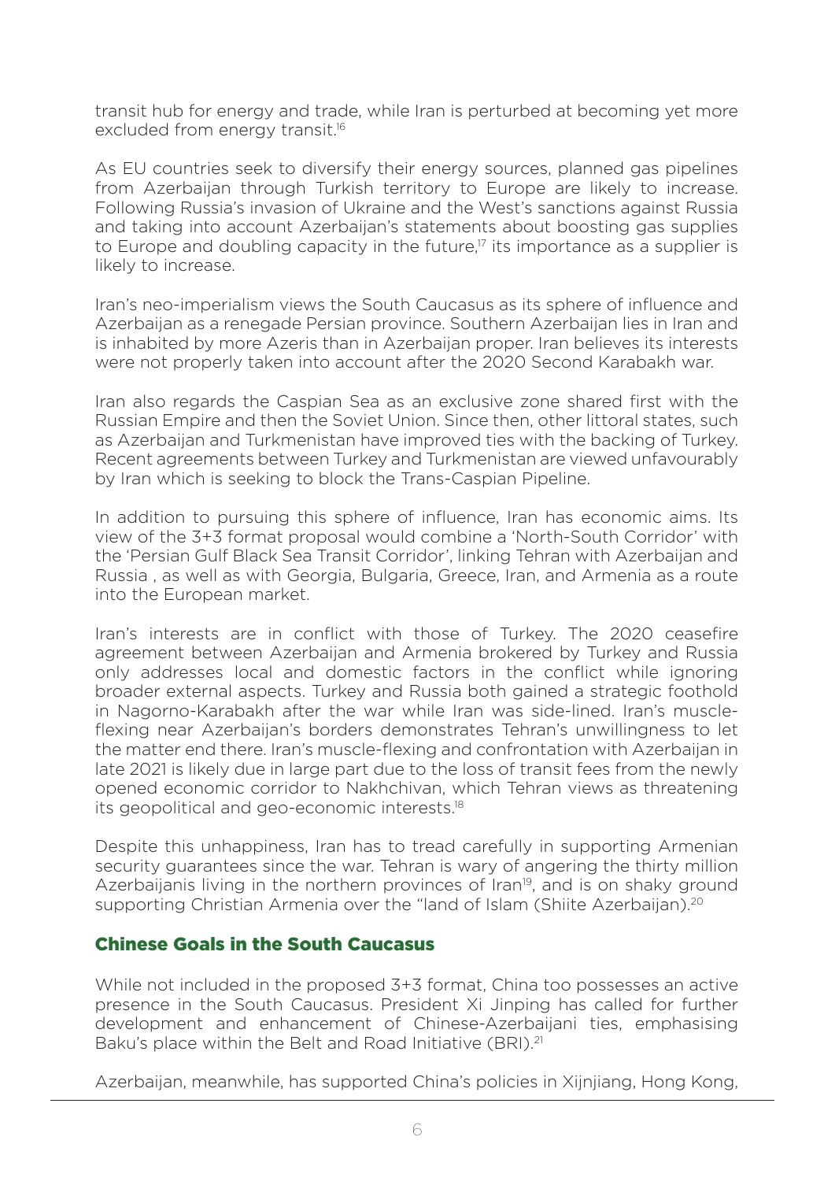transit hub for energy and trade, while Iran is perturbed at becoming yet more excluded from energy transit.[16]

As EU countries seek to diversify their energy sources, planned gas pipelines from Azerbaijan through Turkish territory to Europe are likely to increase. Following Russia's invasion of Ukraine and the West's sanctions against Russia and taking into account Azerbaijan's statements about boosting gas supplies to Europe and doubling capacity in the future,[17] its importance as a supplier is likely to increase.

Iran's neo-imperialism views the South Caucasus as its sphere of influence and Azerbaijan as a renegade Persian province. Southern Azerbaijan lies in Iran and is inhabited by more Azeris than in Azerbaijan proper. Iran believes its interests were not properly taken into account after the 2020 Second Karabakh war.

Iran also regards the Caspian Sea as an exclusive zone shared first with the Russian Empire and then the Soviet Union. Since then, other littoral states, such as Azerbaijan and Turkmenistan have improved ties with the backing of Turkey. Recent agreements between Turkey and Turkmenistan are viewed unfavourably by Iran which is seeking to block the Trans-Caspian Pipeline.

In addition to pursuing this sphere of influence, Iran has economic aims. Its view of the 3+3 format proposal would combine a 'North-South Corridor' with the 'Persian Gulf Black Sea Transit Corridor', linking Tehran with Azerbaijan and Russia , as well as with Georgia, Bulgaria, Greece, Iran, and Armenia as a route into the European market.

Iran's interests are in conflict with those of Turkey. The 2020 ceasefire agreement between Azerbaijan and Armenia brokered by Turkey and Russia only addresses local and domestic factors in the conflict while ignoring broader external aspects. Turkey and Russia both gained a strategic foothold in Nagorno-Karabakh after the war while Iran was side-lined. Iran's muscle-flexing near Azerbaijan's borders demonstrates Tehran's unwillingness to let the matter end there. Iran's muscle-flexing and confrontation with Azerbaijan in late 2021 is likely due in large part due to the loss of transit fees from the newly opened economic corridor to Nakhchivan, which Tehran views as threatening its geopolitical and geo-economic interests.[18]

Despite this unhappiness, Iran has to tread carefully in supporting Armenian security guarantees since the war. Tehran is wary of angering the thirty million Azerbaijanis living in the northern provinces of Iran[19], and is on shaky ground supporting Christian Armenia over the "land of Islam (Shiite Azerbaijan).[20]

## Chinese Goals in the South Caucasus

While not included in the proposed 3+3 format, China too possesses an active presence in the South Caucasus. President Xi Jinping has called for further development and enhancement of Chinese-Azerbaijani ties, emphasising Baku's place within the Belt and Road Initiative (BRI).[21]

Azerbaijan, meanwhile, has supported China's policies in Xijnjiang, Hong Kong,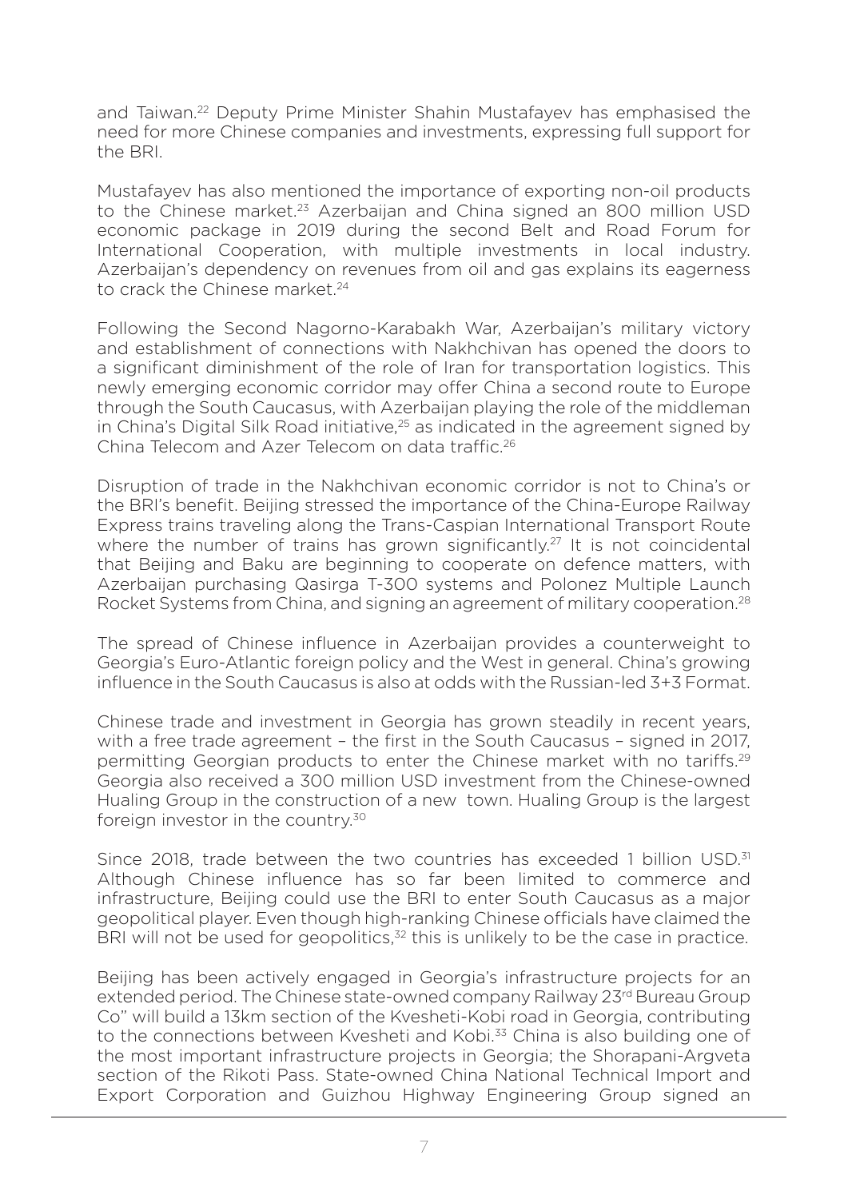and Taiwan.[22] Deputy Prime Minister Shahin Mustafayev has emphasised the need for more Chinese companies and investments, expressing full support for the BRI.

Mustafayev has also mentioned the importance of exporting non-oil products to the Chinese market.[23] Azerbaijan and China signed an 800 million USD economic package in 2019 during the second Belt and Road Forum for International Cooperation, with multiple investments in local industry. Azerbaijan's dependency on revenues from oil and gas explains its eagerness to crack the Chinese market.[24]

Following the Second Nagorno-Karabakh War, Azerbaijan's military victory and establishment of connections with Nakhchivan has opened the doors to a significant diminishment of the role of Iran for transportation logistics. This newly emerging economic corridor may offer China a second route to Europe through the South Caucasus, with Azerbaijan playing the role of the middleman in China's Digital Silk Road initiative,[25] as indicated in the agreement signed by China Telecom and Azer Telecom on data traffic.[26]

Disruption of trade in the Nakhchivan economic corridor is not to China's or the BRI's benefit. Beijing stressed the importance of the China-Europe Railway Express trains traveling along the Trans-Caspian International Transport Route where the number of trains has grown significantly.[27] It is not coincidental that Beijing and Baku are beginning to cooperate on defence matters, with Azerbaijan purchasing Qasirga T-300 systems and Polonez Multiple Launch Rocket Systems from China, and signing an agreement of military cooperation.[28]

The spread of Chinese influence in Azerbaijan provides a counterweight to Georgia's Euro-Atlantic foreign policy and the West in general. China's growing influence in the South Caucasus is also at odds with the Russian-led 3+3 Format.

Chinese trade and investment in Georgia has grown steadily in recent years, with a free trade agreement – the first in the South Caucasus – signed in 2017, permitting Georgian products to enter the Chinese market with no tariffs.[29] Georgia also received a 300 million USD investment from the Chinese-owned Hualing Group in the construction of a new town. Hualing Group is the largest foreign investor in the country.[30]

Since 2018, trade between the two countries has exceeded 1 billion USD.[31] Although Chinese influence has so far been limited to commerce and infrastructure, Beijing could use the BRI to enter South Caucasus as a major geopolitical player. Even though high-ranking Chinese officials have claimed the BRI will not be used for geopolitics,[32] this is unlikely to be the case in practice.

Beijing has been actively engaged in Georgia's infrastructure projects for an extended period. The Chinese state-owned company Railway 23rd Bureau Group Co" will build a 13km section of the Kvesheti-Kobi road in Georgia, contributing to the connections between Kvesheti and Kobi.[33] China is also building one of the most important infrastructure projects in Georgia; the Shorapani-Argveta section of the Rikoti Pass. State-owned China National Technical Import and Export Corporation and Guizhou Highway Engineering Group signed an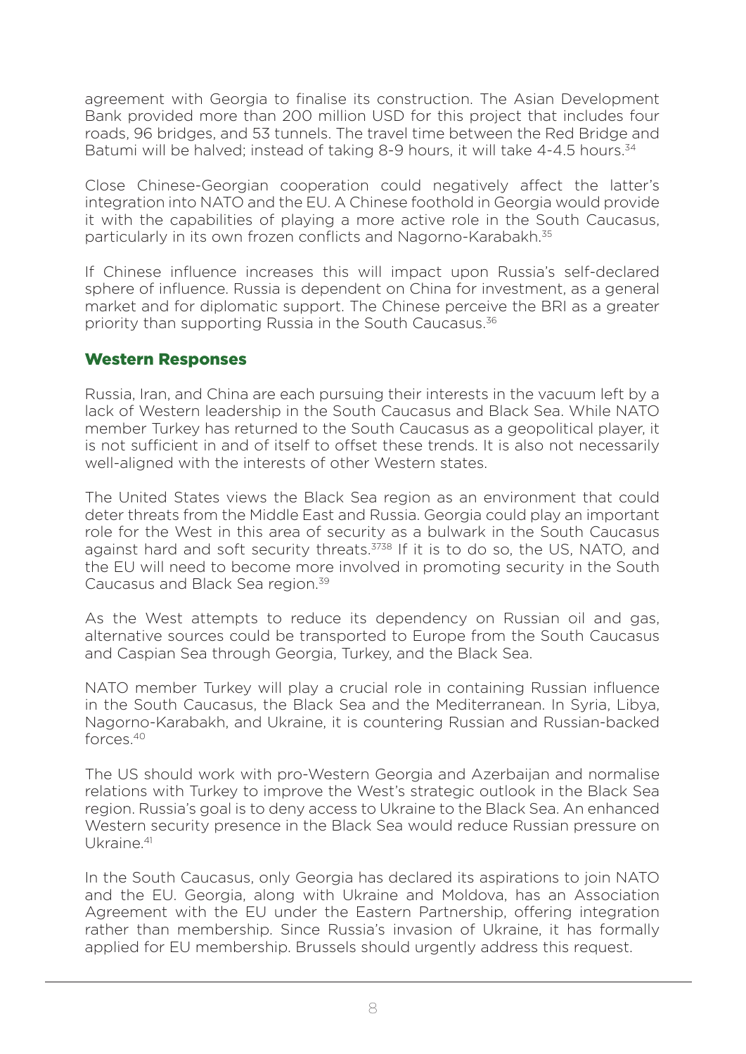agreement with Georgia to finalise its construction. The Asian Development Bank provided more than 200 million USD for this project that includes four roads, 96 bridges, and 53 tunnels. The travel time between the Red Bridge and Batumi will be halved; instead of taking 8-9 hours, it will take 4-4.5 hours.[34]

Close Chinese-Georgian cooperation could negatively affect the latter's integration into NATO and the EU. A Chinese foothold in Georgia would provide it with the capabilities of playing a more active role in the South Caucasus, particularly in its own frozen conflicts and Nagorno-Karabakh.[35]

If Chinese influence increases this will impact upon Russia's self-declared sphere of influence. Russia is dependent on China for investment, as a general market and for diplomatic support. The Chinese perceive the BRI as a greater priority than supporting Russia in the South Caucasus.[36]

## Western Responses

Russia, Iran, and China are each pursuing their interests in the vacuum left by a lack of Western leadership in the South Caucasus and Black Sea. While NATO member Turkey has returned to the South Caucasus as a geopolitical player, it is not sufficient in and of itself to offset these trends. It is also not necessarily well-aligned with the interests of other Western states.

The United States views the Black Sea region as an environment that could deter threats from the Middle East and Russia. Georgia could play an important role for the West in this area of security as a bulwark in the South Caucasus against hard and soft security threats.[37][38] If it is to do so, the US, NATO, and the EU will need to become more involved in promoting security in the South Caucasus and Black Sea region.[39]

As the West attempts to reduce its dependency on Russian oil and gas, alternative sources could be transported to Europe from the South Caucasus and Caspian Sea through Georgia, Turkey, and the Black Sea.

NATO member Turkey will play a crucial role in containing Russian influence in the South Caucasus, the Black Sea and the Mediterranean. In Syria, Libya, Nagorno-Karabakh, and Ukraine, it is countering Russian and Russian-backed forces.[40]

The US should work with pro-Western Georgia and Azerbaijan and normalise relations with Turkey to improve the West's strategic outlook in the Black Sea region. Russia's goal is to deny access to Ukraine to the Black Sea. An enhanced Western security presence in the Black Sea would reduce Russian pressure on Ukraine.[41]

In the South Caucasus, only Georgia has declared its aspirations to join NATO and the EU. Georgia, along with Ukraine and Moldova, has an Association Agreement with the EU under the Eastern Partnership, offering integration rather than membership. Since Russia's invasion of Ukraine, it has formally applied for EU membership. Brussels should urgently address this request.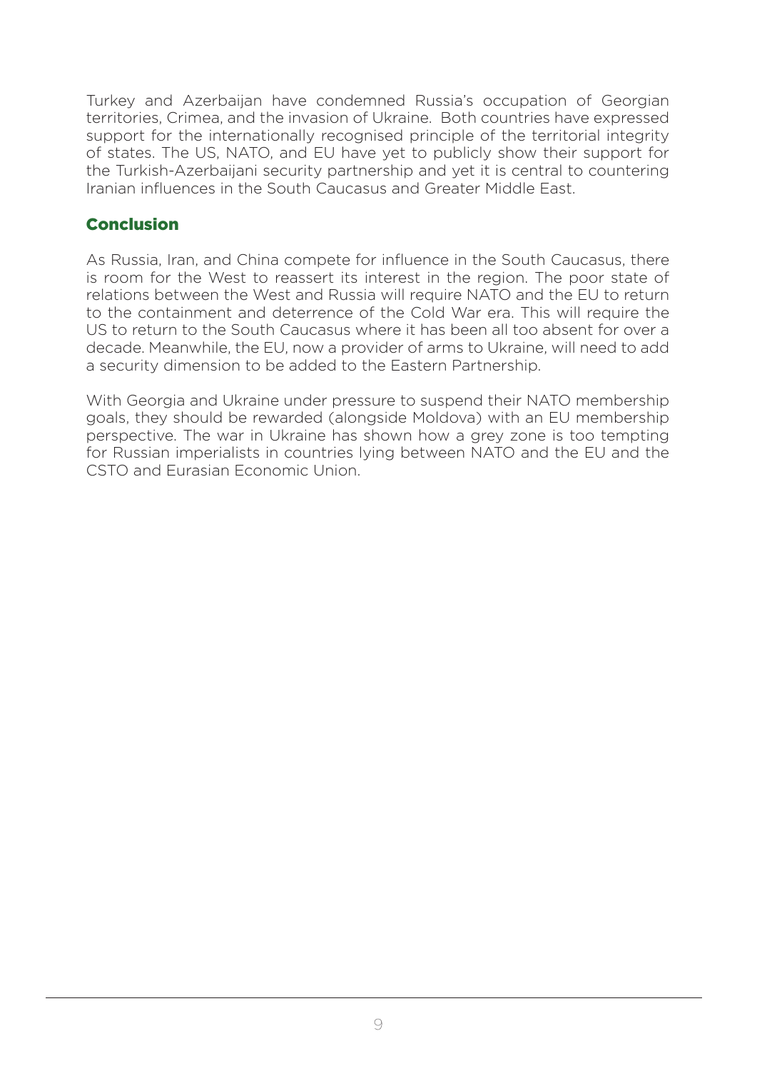Turkey and Azerbaijan have condemned Russia's occupation of Georgian territories, Crimea, and the invasion of Ukraine.  Both countries have expressed support for the internationally recognised principle of the territorial integrity of states. The US, NATO, and EU have yet to publicly show their support for the Turkish-Azerbaijani security partnership and yet it is central to countering Iranian influences in the South Caucasus and Greater Middle East.

## Conclusion

As Russia, Iran, and China compete for influence in the South Caucasus, there is room for the West to reassert its interest in the region. The poor state of relations between the West and Russia will require NATO and the EU to return to the containment and deterrence of the Cold War era. This will require the US to return to the South Caucasus where it has been all too absent for over a decade. Meanwhile, the EU, now a provider of arms to Ukraine, will need to add a security dimension to be added to the Eastern Partnership.

With Georgia and Ukraine under pressure to suspend their NATO membership goals, they should be rewarded (alongside Moldova) with an EU membership perspective. The war in Ukraine has shown how a grey zone is too tempting for Russian imperialists in countries lying between NATO and the EU and the CSTO and Eurasian Economic Union.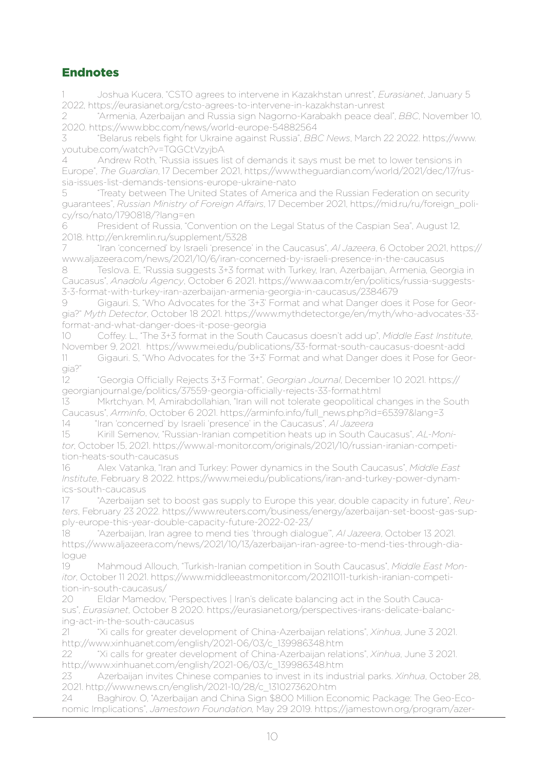## Endnotes

1. Joshua Kucera, "CSTO agrees to intervene in Kazakhstan unrest", *Eurasianet*, January 5 2022, https://eurasianet.org/csto-agrees-to-intervene-in-kazakhstan-unrest
2. "Armenia, Azerbaijan and Russia sign Nagorno-Karabakh peace deal", *BBC*, November 10, 2020. https://www.bbc.com/news/world-europe-54882564
3. "Belarus rebels fight for Ukraine against Russia", *BBC News*, March 22 2022. https://www.youtube.com/watch?v=TQGCtVzyjbA
4. Andrew Roth, "Russia issues list of demands it says must be met to lower tensions in Europe", *The Guardian*, 17 December 2021, https://www.theguardian.com/world/2021/dec/17/russia-issues-list-demands-tensions-europe-ukraine-nato
5. "Treaty between The United States of America and the Russian Federation on security guarantees", *Russian Ministry of Foreign Affairs*, 17 December 2021, https://mid.ru/ru/foreign_policy/rso/nato/1790818/?lang=en
6. President of Russia, "Convention on the Legal Status of the Caspian Sea", August 12, 2018. http://en.kremlin.ru/supplement/5328
7. "Iran 'concerned' by Israeli 'presence' in the Caucasus", *Al Jazeera*, 6 October 2021, https://www.aljazeera.com/news/2021/10/6/iran-concerned-by-israeli-presence-in-the-caucasus
8. Teslova. E, "Russia suggests 3+3 format with Turkey, Iran, Azerbaijan, Armenia, Georgia in Caucasus", *Anadolu Agency*, October 6 2021. https://www.aa.com.tr/en/politics/russia-suggests-3-3-format-with-turkey-iran-azerbaijan-armenia-georgia-in-caucasus/2384679
9. Gigauri. S, "Who Advocates for the '3+3' Format and what Danger does it Pose for Georgia?" *Myth Detector*, October 18 2021. https://www.mythdetector.ge/en/myth/who-advocates-33-format-and-what-danger-does-it-pose-georgia
10. Coffey. L., "The 3+3 format in the South Caucasus doesn't add up", *Middle East Institute*, November 9, 2021. https://www.mei.edu/publications/33-format-south-caucasus-doesnt-add
11. Gigauri. S, "Who Advocates for the '3+3' Format and what Danger does it Pose for Georgia?"
12. "Georgia Officially Rejects 3+3 Format", *Georgian Journal*, December 10 2021. https://georgianjournal.ge/politics/37559-georgia-officially-rejects-33-format.html
13. Mkrtchyan. M, Amirabdollahian, "Iran will not tolerate geopolitical changes in the South Caucasus", *Arminfo*, October 6 2021. https://arminfo.info/full_news.php?id=65397&lang=3
14. "Iran 'concerned' by Israeli 'presence' in the Caucasus", *Al Jazeera*
15. Kirill Semenov, "Russian-Iranian competition heats up in South Caucasus", *AL-Monitor*, October 15, 2021. https://www.al-monitor.com/originals/2021/10/russian-iranian-competition-heats-south-caucasus
16. Alex Vatanka, "Iran and Turkey: Power dynamics in the South Caucasus", *Middle East Institute*, February 8 2022. https://www.mei.edu/publications/iran-and-turkey-power-dynamics-south-caucasus
17. "Azerbaijan set to boost gas supply to Europe this year, double capacity in future", *Reuters*, February 23 2022. https://www.reuters.com/business/energy/azerbaijan-set-boost-gas-supply-europe-this-year-double-capacity-future-2022-02-23/
18. "Azerbaijan, Iran agree to mend ties 'through dialogue'", *Al Jazeera*, October 13 2021. https://www.aljazeera.com/news/2021/10/13/azerbaijan-iran-agree-to-mend-ties-through-dialogue
19. Mahmoud Allouch, "Turkish-Iranian competition in South Caucasus", *Middle East Monitor*, October 11 2021. https://www.middleeastmonitor.com/20211011-turkish-iranian-competition-in-south-caucasus/
20. Eldar Mamedov, "Perspectives | Iran's delicate balancing act in the South Caucasus", *Eurasianet*, October 8 2020. https://eurasianet.org/perspectives-irans-delicate-balancing-act-in-the-south-caucasus
21. "Xi calls for greater development of China-Azerbaijan relations", *Xinhua*, June 3 2021. http://www.xinhuanet.com/english/2021-06/03/c_139986348.htm
22. "Xi calls for greater development of China-Azerbaijan relations", *Xinhua*, June 3 2021. http://www.xinhuanet.com/english/2021-06/03/c_139986348.htm
23. Azerbaijan invites Chinese companies to invest in its industrial parks. *Xinhua*, October 28, 2021. http://www.news.cn/english/2021-10/28/c_1310273620.htm
24. Baghirov. O, "Azerbaijan and China Sign $800 Million Economic Package: The Geo-Economic Implications", *Jamestown Foundation*, May 29 2019. https://jamestown.org/program/azer-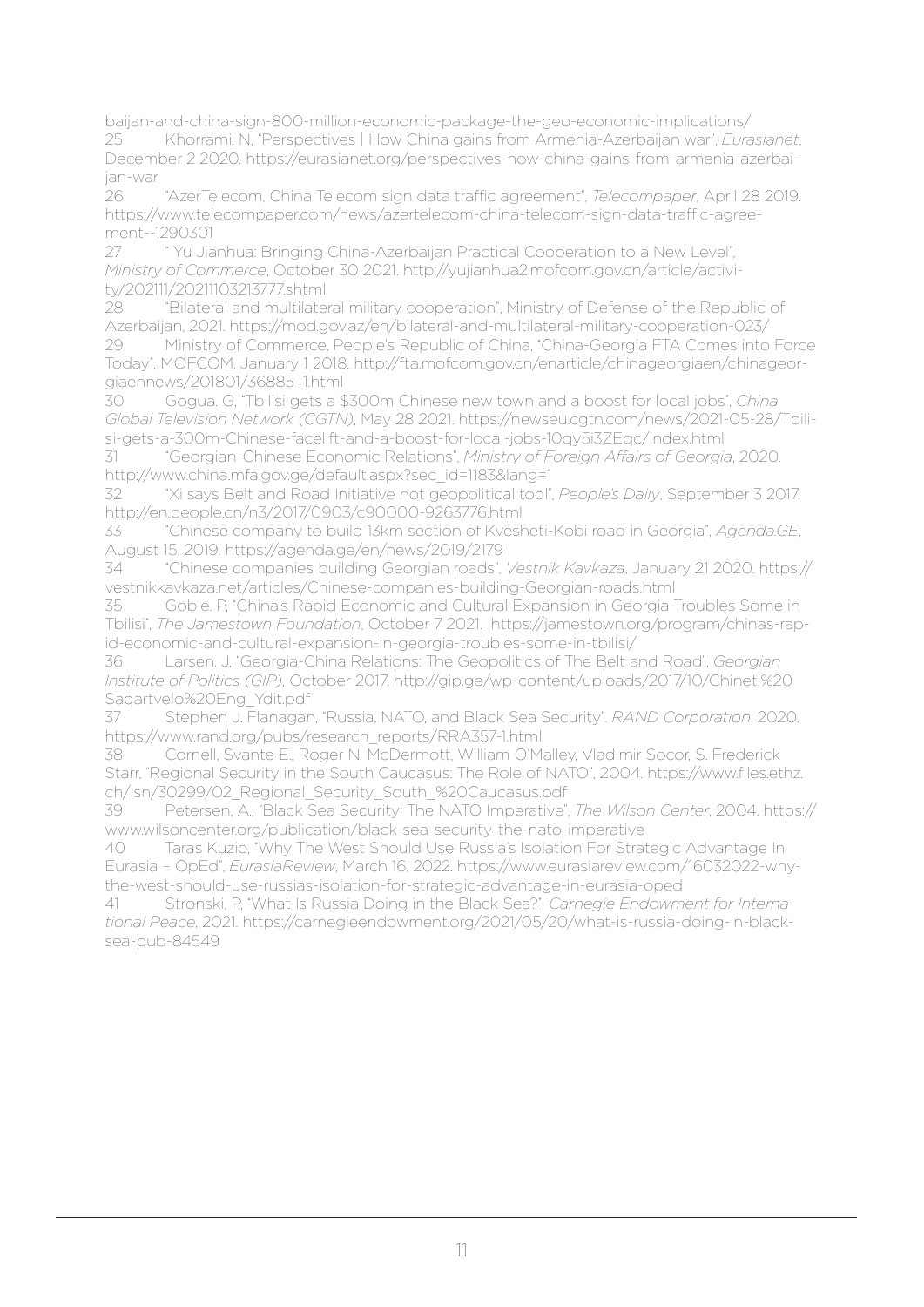baijan-and-china-sign-800-million-economic-package-the-geo-economic-implications/

25 Khorrami. N, "Perspectives | How China gains from Armenia-Azerbaijan war", *Eurasianet*, December 2 2020. https://eurasianet.org/perspectives-how-china-gains-from-armenia-azerbaijan-war

26 "AzerTelecom, China Telecom sign data traffic agreement", *Telecompaper*, April 28 2019. https://www.telecompaper.com/news/azertelecom-china-telecom-sign-data-traffic-agreement--1290301

27 " Yu Jianhua: Bringing China-Azerbaijan Practical Cooperation to a New Level", *Ministry of Commerce*, October 30 2021. http://yujianhua2.mofcom.gov.cn/article/activity/202111/20211103213777.shtml

28 "Bilateral and multilateral military cooperation", Ministry of Defense of the Republic of Azerbaijan, 2021. https://mod.gov.az/en/bilateral-and-multilateral-military-cooperation-023/

29 Ministry of Commerce, People's Republic of China, "China-Georgia FTA Comes into Force Today", MOFCOM, January 1 2018. http://fta.mofcom.gov.cn/enarticle/chinageorgiaen/chinageorgiaennews/201801/36885_1.html

30 Gogua. G, "Tbilisi gets a $300m Chinese new town and a boost for local jobs", *China Global Television Network (CGTN)*, May 28 2021. https://newseu.cgtn.com/news/2021-05-28/Tbilisi-gets-a-300m-Chinese-facelift-and-a-boost-for-local-jobs-10qy5i3ZEqc/index.html

31 "Georgian-Chinese Economic Relations", *Ministry of Foreign Affairs of Georgia*, 2020. http://www.china.mfa.gov.ge/default.aspx?sec_id=1183&lang=1

32 "Xi says Belt and Road Initiative not geopolitical tool", *People's Daily*, September 3 2017. http://en.people.cn/n3/2017/0903/c90000-9263776.html

33 "Chinese company to build 13km section of Kvesheti-Kobi road in Georgia", *Agenda.GE*, August 15, 2019. https://agenda.ge/en/news/2019/2179

34 "Chinese companies building Georgian roads", *Vestnik Kavkaza*, January 21 2020. https://vestnikkavkaza.net/articles/Chinese-companies-building-Georgian-roads.html

35 Goble. P, "China's Rapid Economic and Cultural Expansion in Georgia Troubles Some in Tbilisi", *The Jamestown Foundation*, October 7 2021. https://jamestown.org/program/chinas-rapid-economic-and-cultural-expansion-in-georgia-troubles-some-in-tbilisi/

36 Larsen. J, "Georgia-China Relations: The Geopolitics of The Belt and Road", *Georgian Institute of Politics (GIP)*, October 2017. http://gip.ge/wp-content/uploads/2017/10/Chineti%20Saqartvelo%20Eng_Ydit.pdf

37 Stephen J. Flanagan, "Russia, NATO, and Black Sea Security". *RAND Corporation*, 2020. https://www.rand.org/pubs/research_reports/RRA357-1.html

38 Cornell, Svante E., Roger N. McDermott, William O'Malley, Vladimir Socor, S. Frederick Starr, "Regional Security in the South Caucasus: The Role of NATO", 2004. https://www.files.ethz.ch/isn/30299/02_Regional_Security_South_%20Caucasus.pdf

39 Petersen, A., "Black Sea Security: The NATO Imperative", *The Wilson Center*, 2004. https://www.wilsoncenter.org/publication/black-sea-security-the-nato-imperative

40 Taras Kuzio, "Why The West Should Use Russia's Isolation For Strategic Advantage In Eurasia – OpEd", *EurasiaReview*, March 16, 2022. https://www.eurasiareview.com/16032022-why-the-west-should-use-russias-isolation-for-strategic-advantage-in-eurasia-oped

41 Stronski, P, "What Is Russia Doing in the Black Sea?", *Carnegie Endowment for International Peace*, 2021. https://carnegieendowment.org/2021/05/20/what-is-russia-doing-in-black-sea-pub-84549